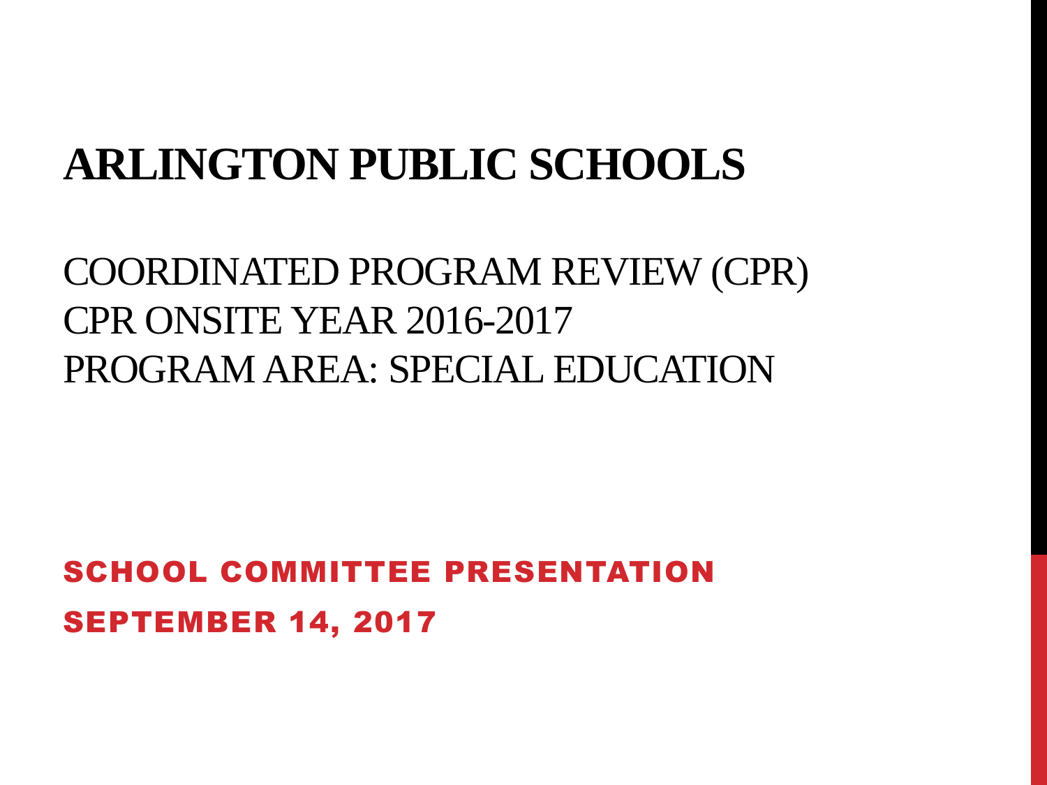# ARLINGTON PUBLIC SCHOOLS

COORDINATED PROGRAM REVIEW (CPR)
CPR ONSITE YEAR 2016-2017
PROGRAM AREA: SPECIAL EDUCATION

**SCHOOL COMMITTEE PRESENTATION**

**SEPTEMBER 14, 2017**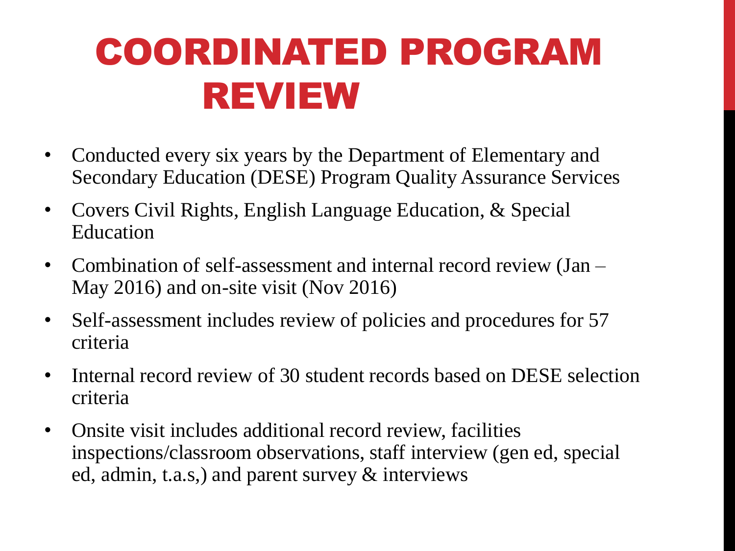# COORDINATED PROGRAM REVIEW

- Conducted every six years by the Department of Elementary and Secondary Education (DESE) Program Quality Assurance Services
- Covers Civil Rights, English Language Education, & Special Education
- Combination of self-assessment and internal record review (Jan – May 2016) and on-site visit (Nov 2016)
- Self-assessment includes review of policies and procedures for 57 criteria
- Internal record review of 30 student records based on DESE selection criteria
- Onsite visit includes additional record review, facilities inspections/classroom observations, staff interview (gen ed, special ed, admin, t.a.s,) and parent survey & interviews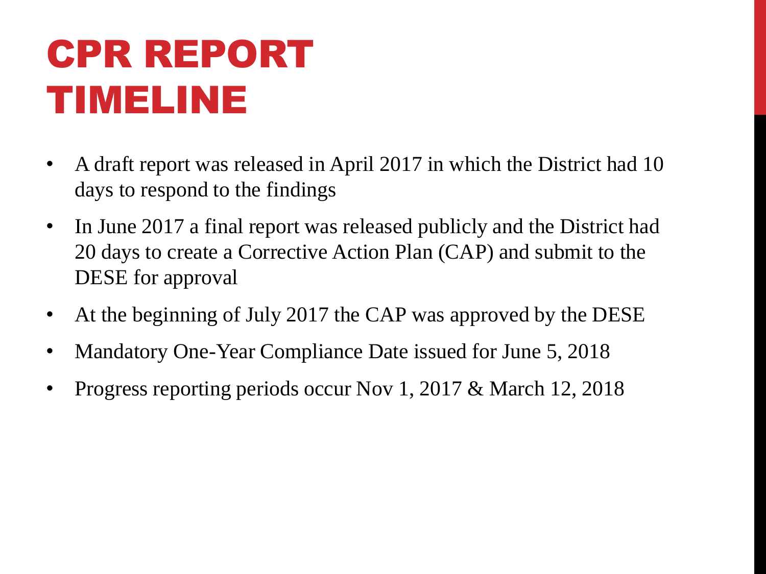# CPR REPORT TIMELINE

- A draft report was released in April 2017 in which the District had 10 days to respond to the findings
- In June 2017 a final report was released publicly and the District had 20 days to create a Corrective Action Plan (CAP) and submit to the DESE for approval
- At the beginning of July 2017 the CAP was approved by the DESE
- Mandatory One-Year Compliance Date issued for June 5, 2018
- Progress reporting periods occur Nov 1, 2017 & March 12, 2018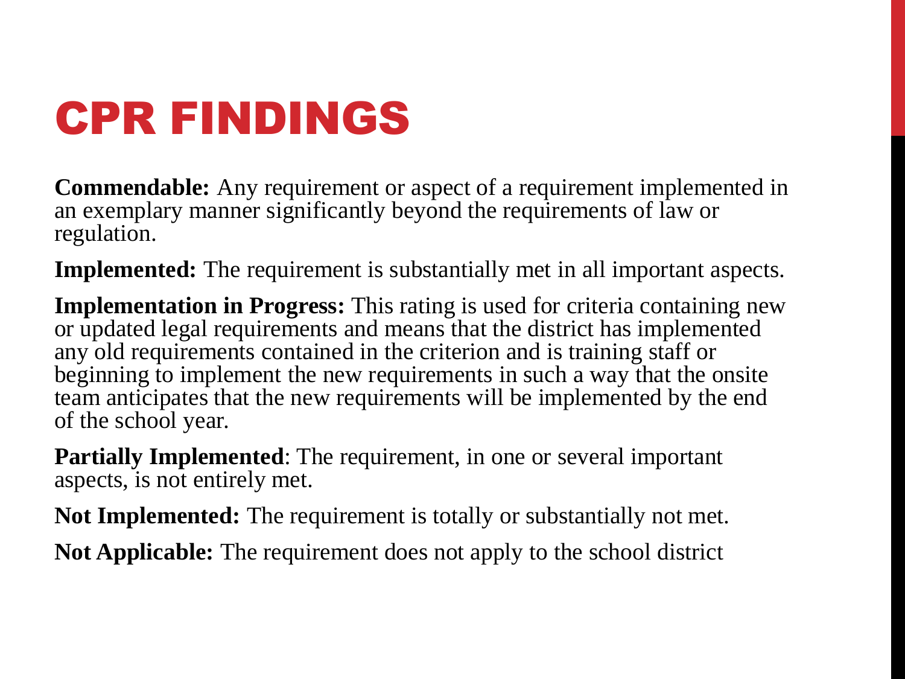# CPR FINDINGS

**Commendable:** Any requirement or aspect of a requirement implemented in an exemplary manner significantly beyond the requirements of law or regulation.

**Implemented:** The requirement is substantially met in all important aspects.

**Implementation in Progress:** This rating is used for criteria containing new or updated legal requirements and means that the district has implemented any old requirements contained in the criterion and is training staff or beginning to implement the new requirements in such a way that the onsite team anticipates that the new requirements will be implemented by the end of the school year.

**Partially Implemented**: The requirement, in one or several important aspects, is not entirely met.

**Not Implemented:** The requirement is totally or substantially not met.

**Not Applicable:** The requirement does not apply to the school district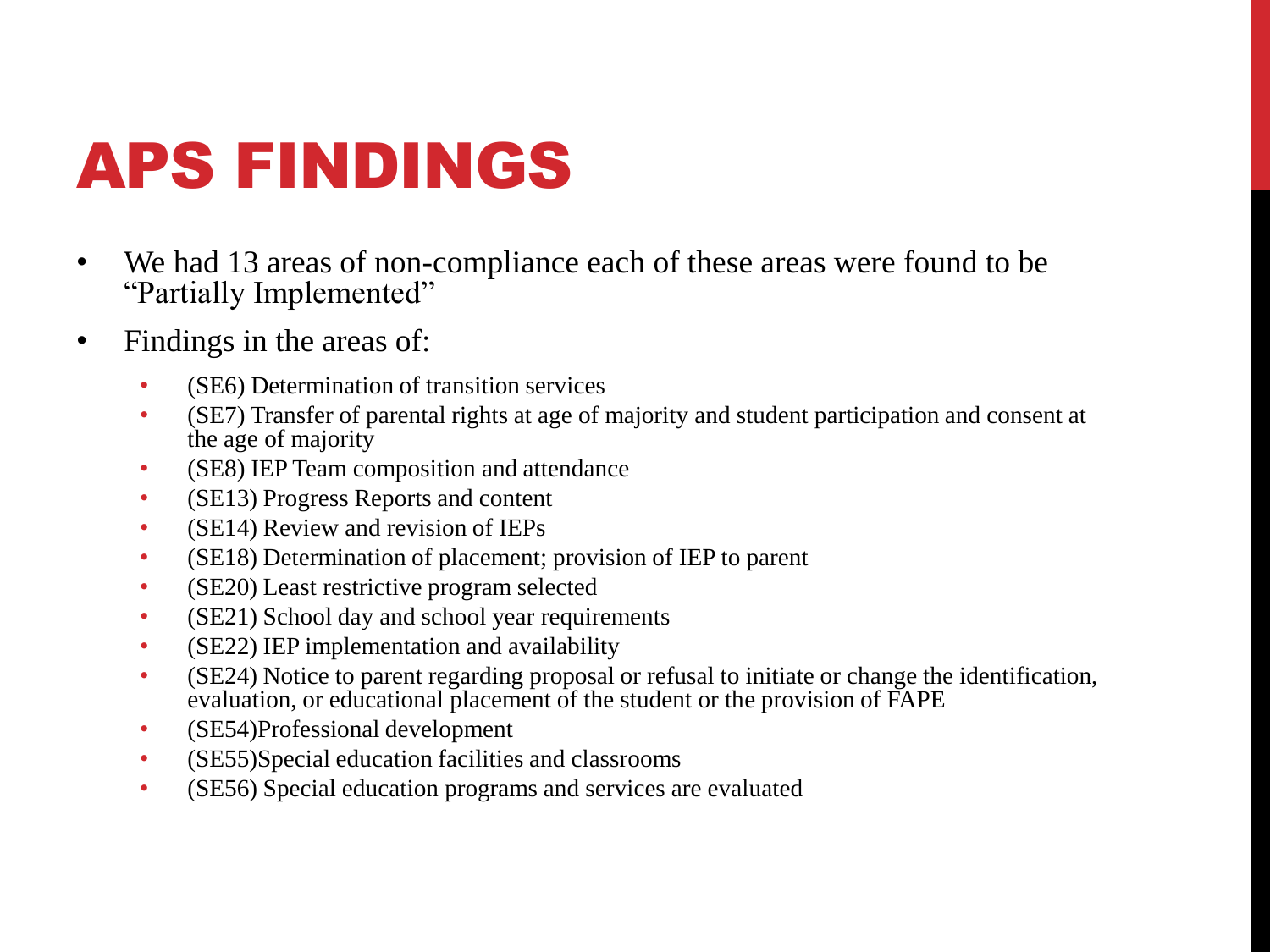# APS FINDINGS

- We had 13 areas of non-compliance each of these areas were found to be "Partially Implemented"
- Findings in the areas of:
  - (SE6) Determination of transition services
  - (SE7) Transfer of parental rights at age of majority and student participation and consent at the age of majority
  - (SE8) IEP Team composition and attendance
  - (SE13) Progress Reports and content
  - (SE14) Review and revision of IEPs
  - (SE18) Determination of placement; provision of IEP to parent
  - (SE20) Least restrictive program selected
  - (SE21) School day and school year requirements
  - (SE22) IEP implementation and availability
  - (SE24) Notice to parent regarding proposal or refusal to initiate or change the identification, evaluation, or educational placement of the student or the provision of FAPE
  - (SE54)Professional development
  - (SE55)Special education facilities and classrooms
  - (SE56) Special education programs and services are evaluated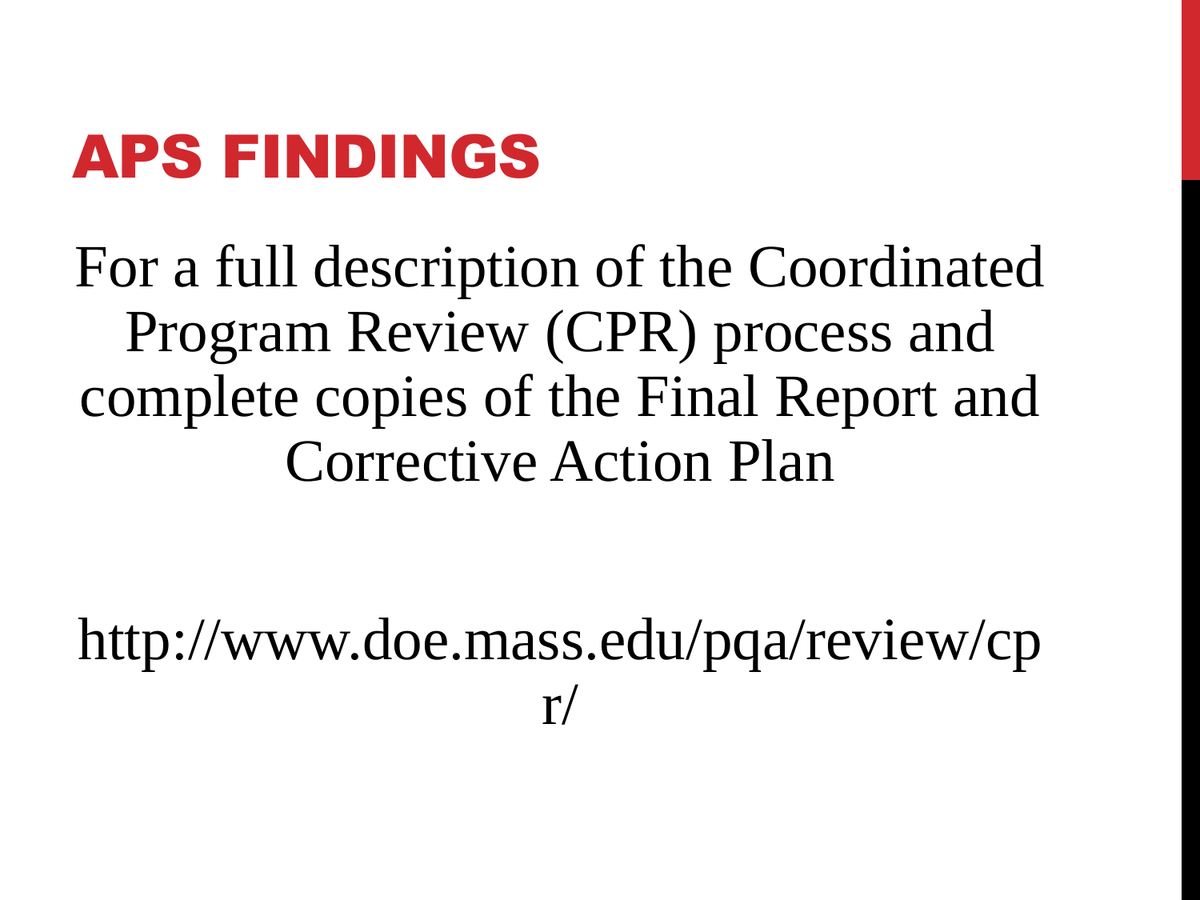# APS FINDINGS

For a full description of the Coordinated Program Review (CPR) process and complete copies of the Final Report and Corrective Action Plan

http://www.doe.mass.edu/pqa/review/cpr/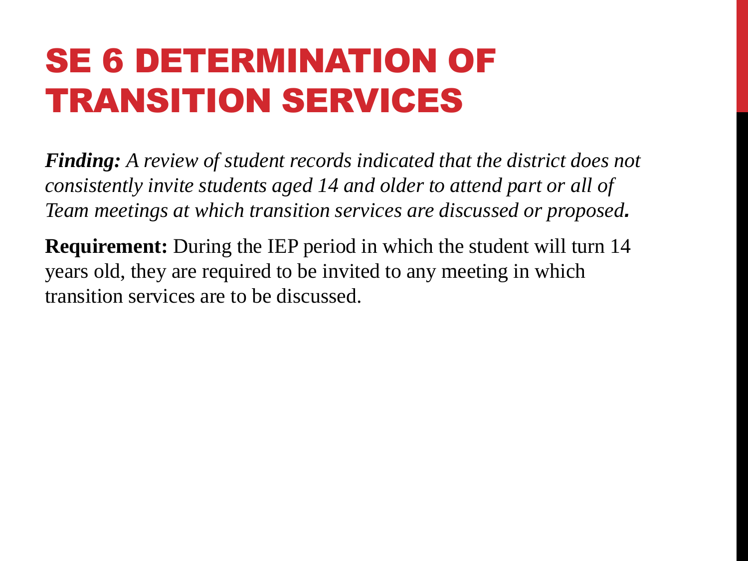# SE 6 DETERMINATION OF TRANSITION SERVICES

***Finding:*** *A review of student records indicated that the district does not consistently invite students aged 14 and older to attend part or all of Team meetings at which transition services are discussed or proposed.*

**Requirement:** During the IEP period in which the student will turn 14 years old, they are required to be invited to any meeting in which transition services are to be discussed.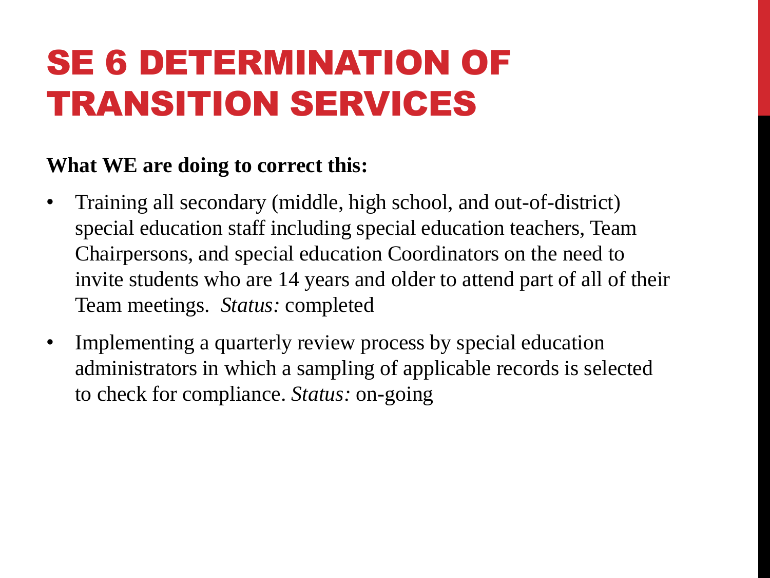# SE 6 DETERMINATION OF TRANSITION SERVICES

**What WE are doing to correct this:**

- Training all secondary (middle, high school, and out-of-district) special education staff including special education teachers, Team Chairpersons, and special education Coordinators on the need to invite students who are 14 years and older to attend part of all of their Team meetings. *Status:* completed
- Implementing a quarterly review process by special education administrators in which a sampling of applicable records is selected to check for compliance. *Status:* on-going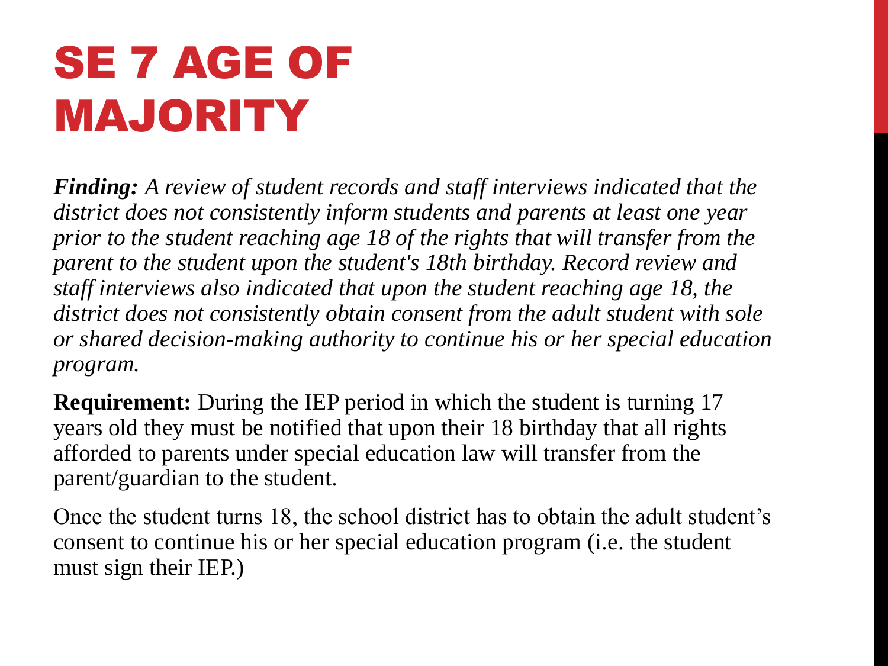# SE 7 AGE OF MAJORITY

***Finding:*** *A review of student records and staff interviews indicated that the district does not consistently inform students and parents at least one year prior to the student reaching age 18 of the rights that will transfer from the parent to the student upon the student's 18th birthday. Record review and staff interviews also indicated that upon the student reaching age 18, the district does not consistently obtain consent from the adult student with sole or shared decision-making authority to continue his or her special education program.*

**Requirement:** During the IEP period in which the student is turning 17 years old they must be notified that upon their 18 birthday that all rights afforded to parents under special education law will transfer from the parent/guardian to the student.

Once the student turns 18, the school district has to obtain the adult student's consent to continue his or her special education program (i.e. the student must sign their IEP.)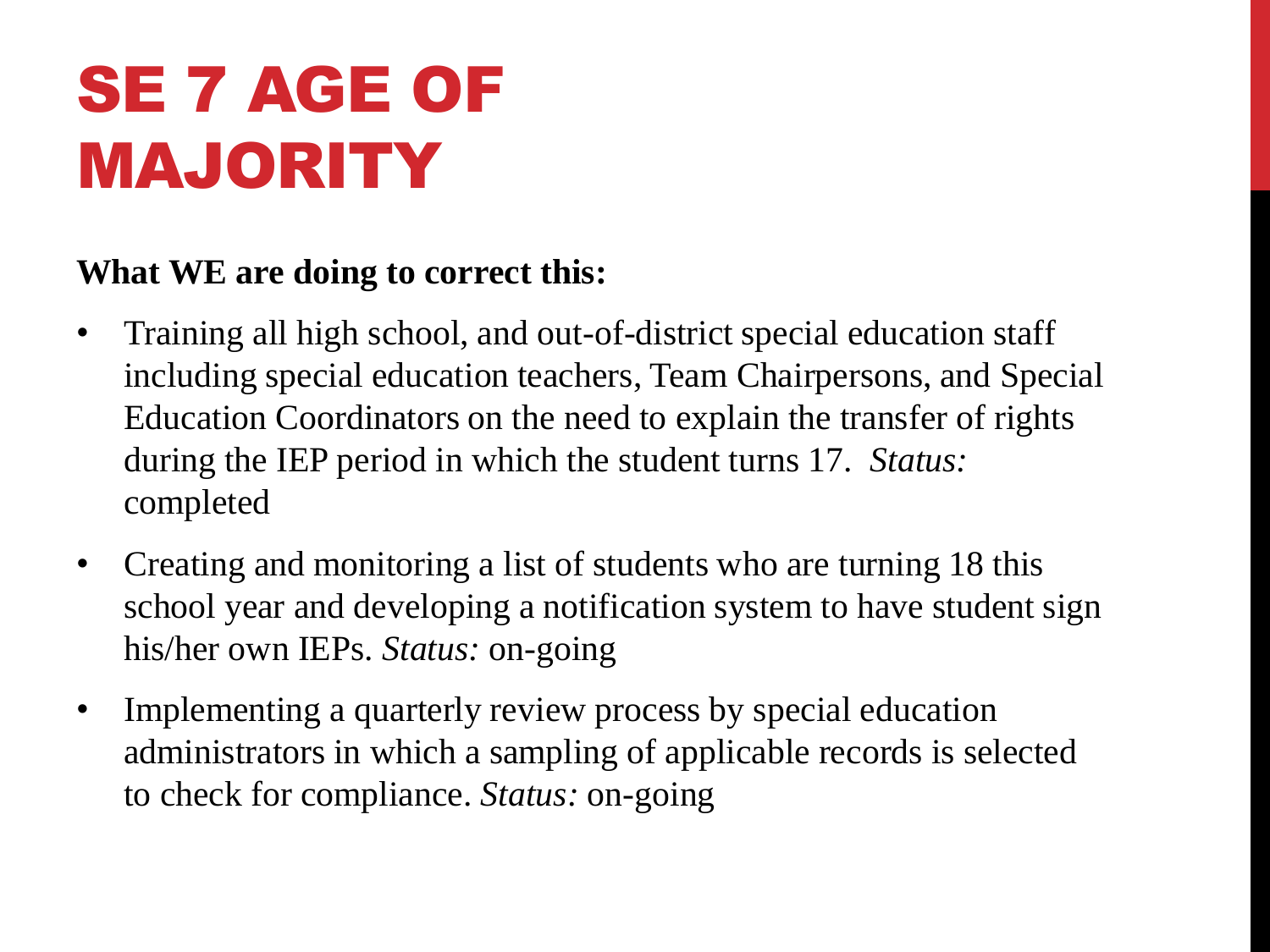# SE 7 AGE OF MAJORITY

**What WE are doing to correct this:**

- Training all high school, and out-of-district special education staff including special education teachers, Team Chairpersons, and Special Education Coordinators on the need to explain the transfer of rights during the IEP period in which the student turns 17. *Status:* completed
- Creating and monitoring a list of students who are turning 18 this school year and developing a notification system to have student sign his/her own IEPs. *Status:* on-going
- Implementing a quarterly review process by special education administrators in which a sampling of applicable records is selected to check for compliance. *Status:* on-going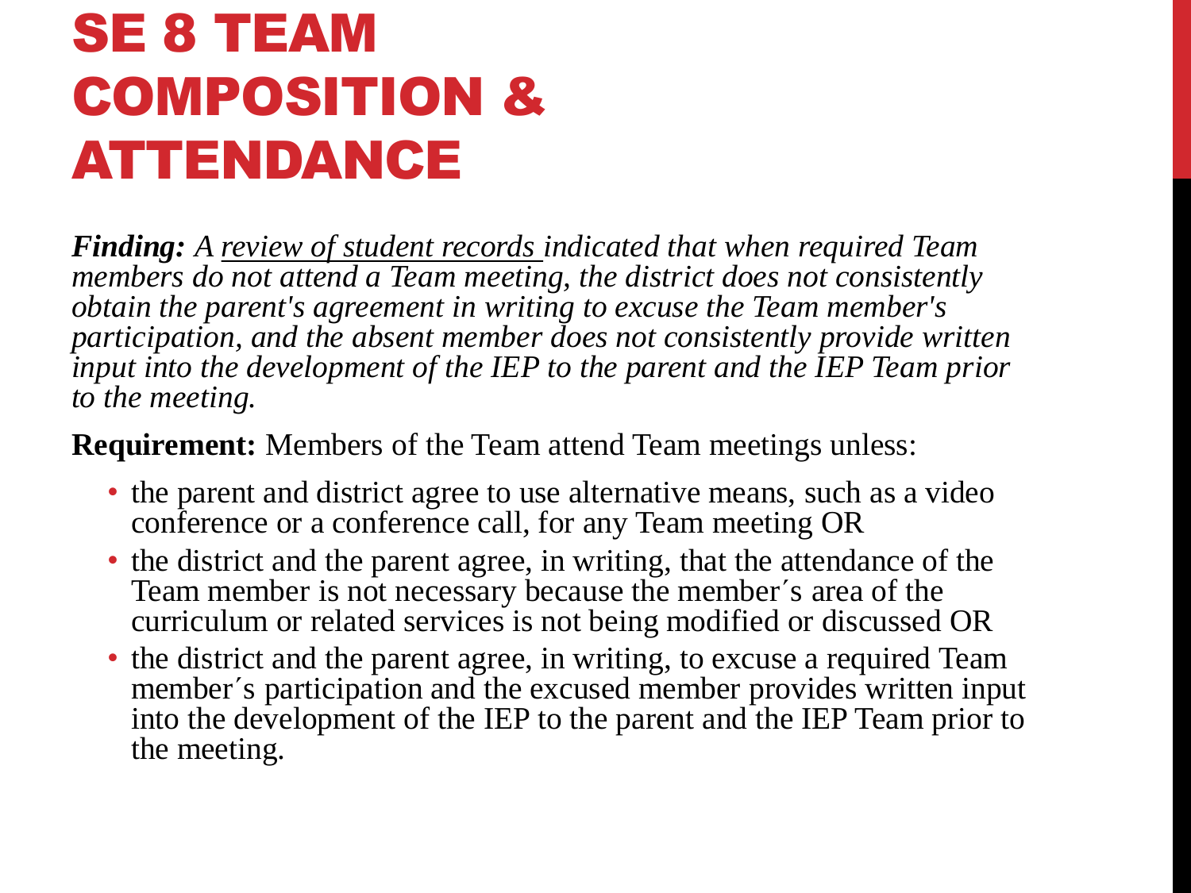# SE 8 TEAM COMPOSITION & ATTENDANCE

***Finding:*** *A review of student records indicated that when required Team members do not attend a Team meeting, the district does not consistently obtain the parent's agreement in writing to excuse the Team member's participation, and the absent member does not consistently provide written input into the development of the IEP to the parent and the IEP Team prior to the meeting.*

**Requirement:** Members of the Team attend Team meetings unless:

- the parent and district agree to use alternative means, such as a video conference or a conference call, for any Team meeting OR
- the district and the parent agree, in writing, that the attendance of the Team member is not necessary because the member´s area of the curriculum or related services is not being modified or discussed OR
- the district and the parent agree, in writing, to excuse a required Team member´s participation and the excused member provides written input into the development of the IEP to the parent and the IEP Team prior to the meeting.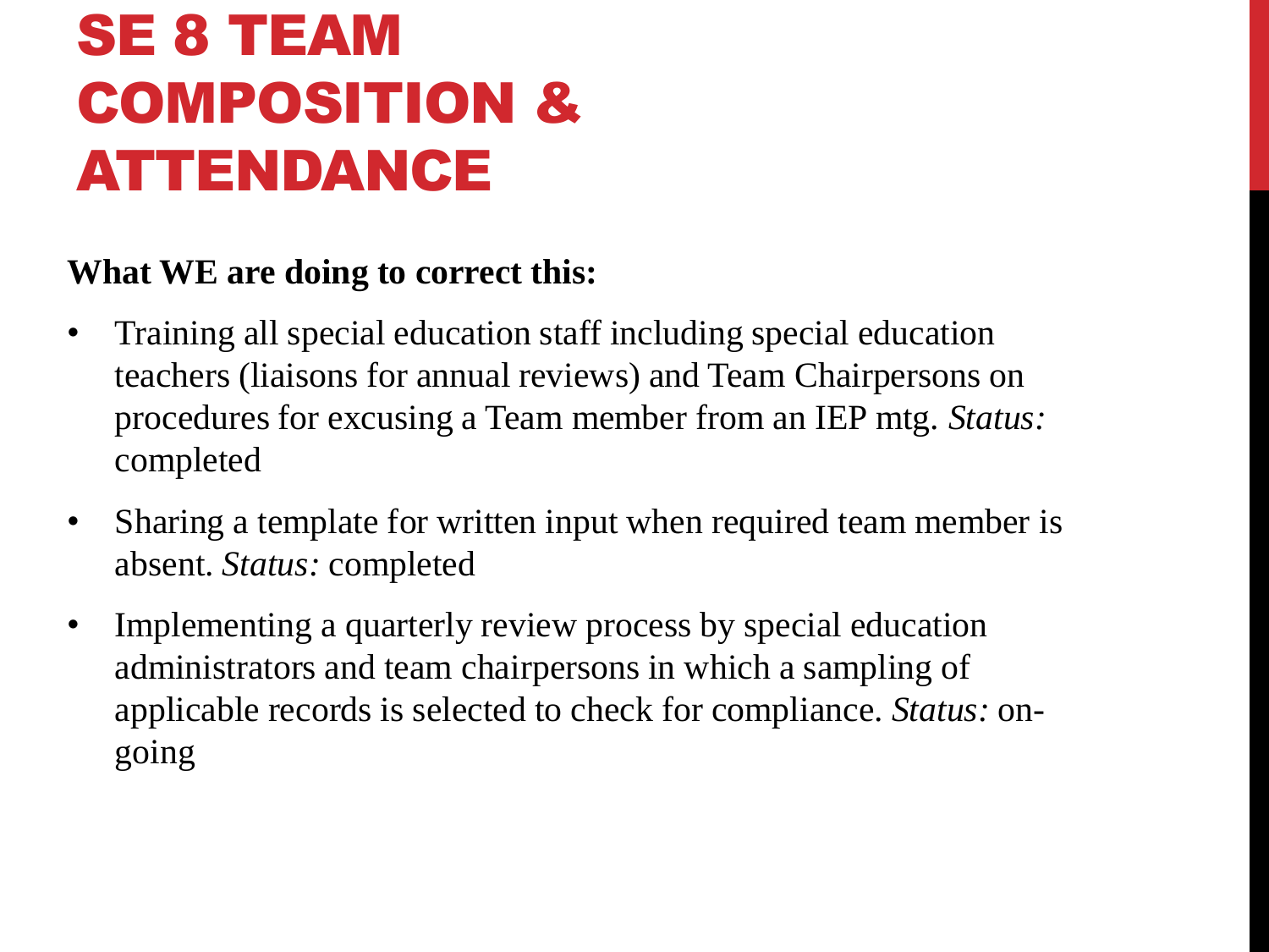# SE 8 TEAM COMPOSITION & ATTENDANCE

**What WE are doing to correct this:**

- Training all special education staff including special education teachers (liaisons for annual reviews) and Team Chairpersons on procedures for excusing a Team member from an IEP mtg. *Status:* completed
- Sharing a template for written input when required team member is absent. *Status:* completed
- Implementing a quarterly review process by special education administrators and team chairpersons in which a sampling of applicable records is selected to check for compliance. *Status:* on-going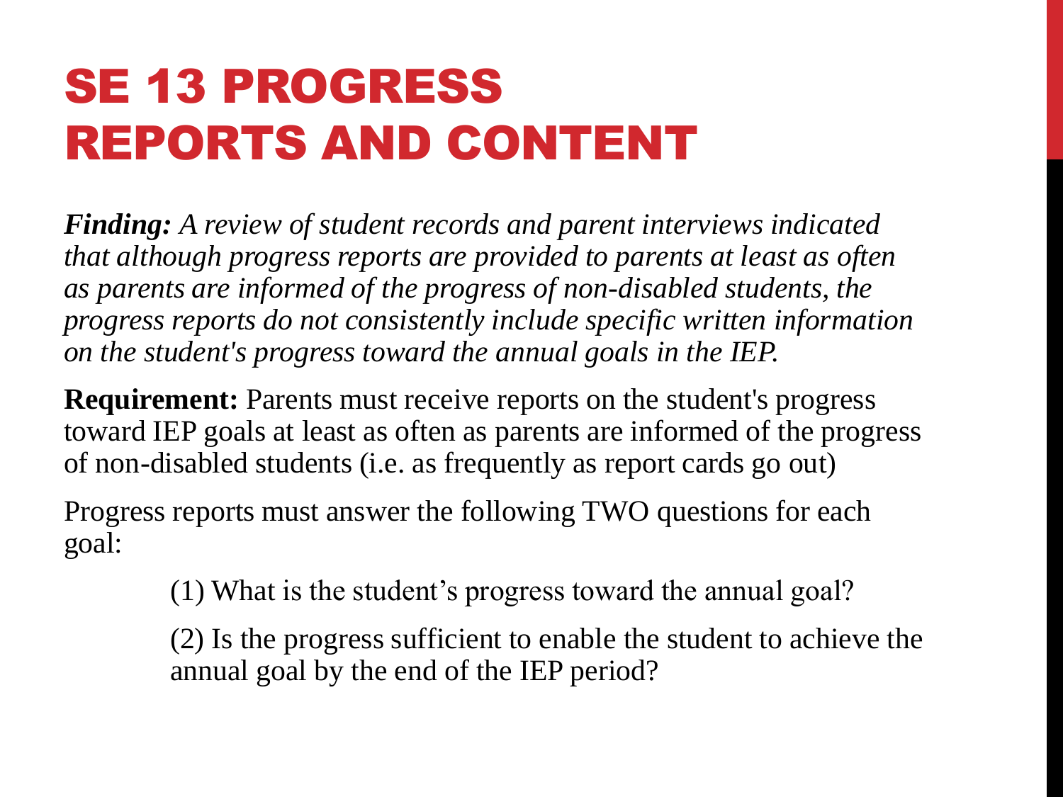# SE 13 PROGRESS REPORTS AND CONTENT

***Finding:*** *A review of student records and parent interviews indicated that although progress reports are provided to parents at least as often as parents are informed of the progress of non-disabled students, the progress reports do not consistently include specific written information on the student's progress toward the annual goals in the IEP.*

**Requirement:** Parents must receive reports on the student's progress toward IEP goals at least as often as parents are informed of the progress of non-disabled students (i.e. as frequently as report cards go out)

Progress reports must answer the following TWO questions for each goal:

(1) What is the student's progress toward the annual goal?

(2) Is the progress sufficient to enable the student to achieve the annual goal by the end of the IEP period?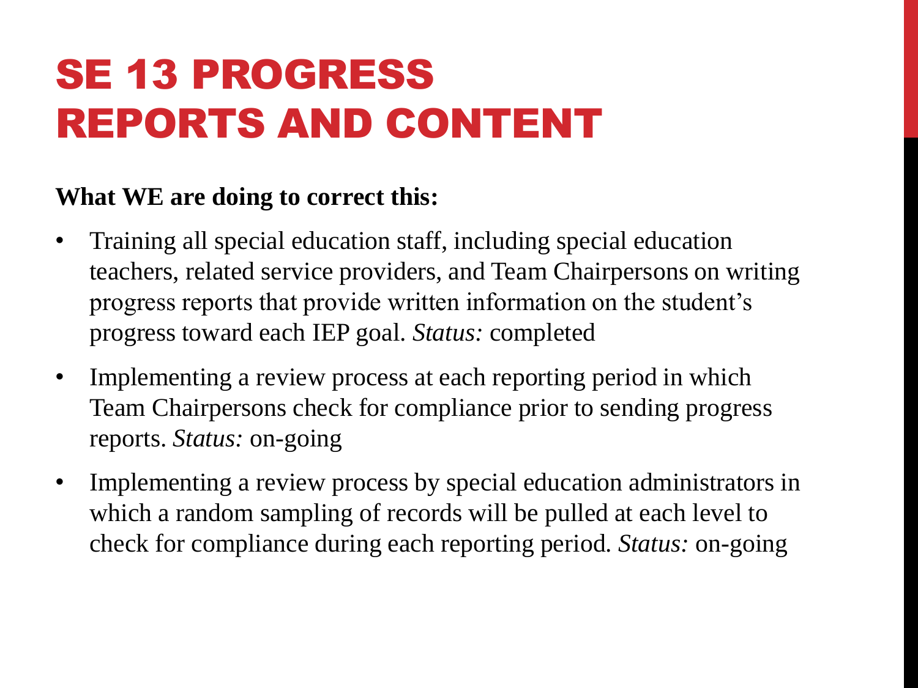# SE 13 PROGRESS REPORTS AND CONTENT

**What WE are doing to correct this:**

- Training all special education staff, including special education teachers, related service providers, and Team Chairpersons on writing progress reports that provide written information on the student's progress toward each IEP goal. *Status:* completed
- Implementing a review process at each reporting period in which Team Chairpersons check for compliance prior to sending progress reports. *Status:* on-going
- Implementing a review process by special education administrators in which a random sampling of records will be pulled at each level to check for compliance during each reporting period. *Status:* on-going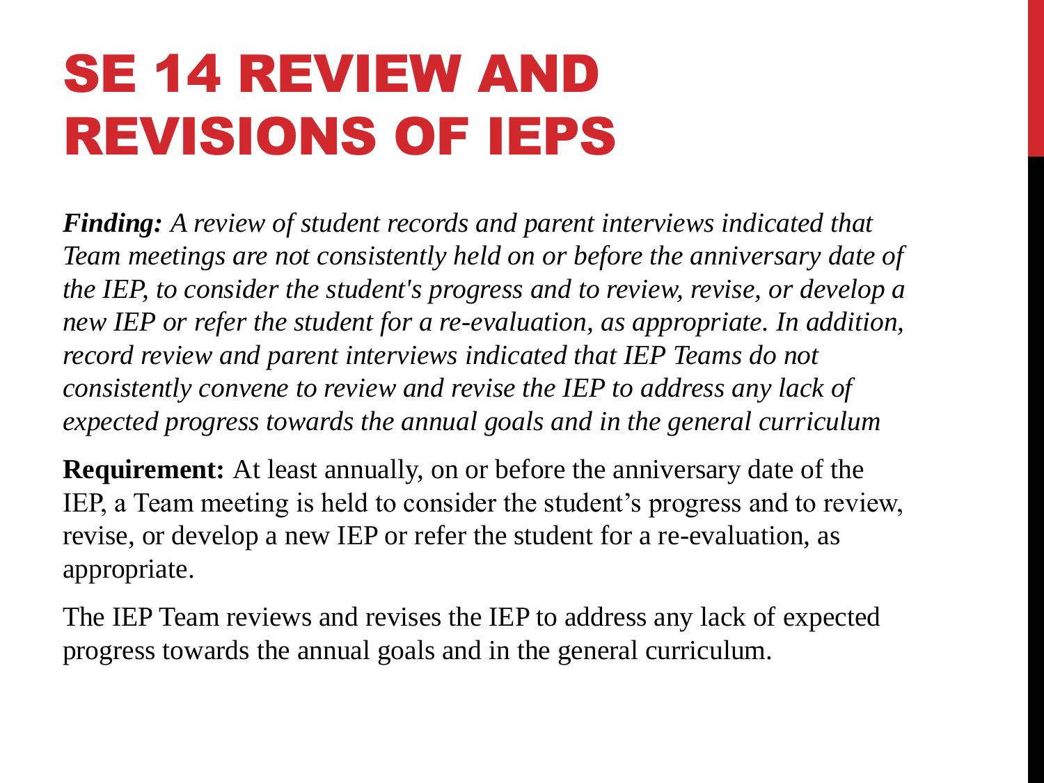# SE 14 REVIEW AND REVISIONS OF IEPS

***Finding:*** *A review of student records and parent interviews indicated that Team meetings are not consistently held on or before the anniversary date of the IEP, to consider the student's progress and to review, revise, or develop a new IEP or refer the student for a re-evaluation, as appropriate. In addition, record review and parent interviews indicated that IEP Teams do not consistently convene to review and revise the IEP to address any lack of expected progress towards the annual goals and in the general curriculum*

**Requirement:** At least annually, on or before the anniversary date of the IEP, a Team meeting is held to consider the student's progress and to review, revise, or develop a new IEP or refer the student for a re-evaluation, as appropriate.

The IEP Team reviews and revises the IEP to address any lack of expected progress towards the annual goals and in the general curriculum.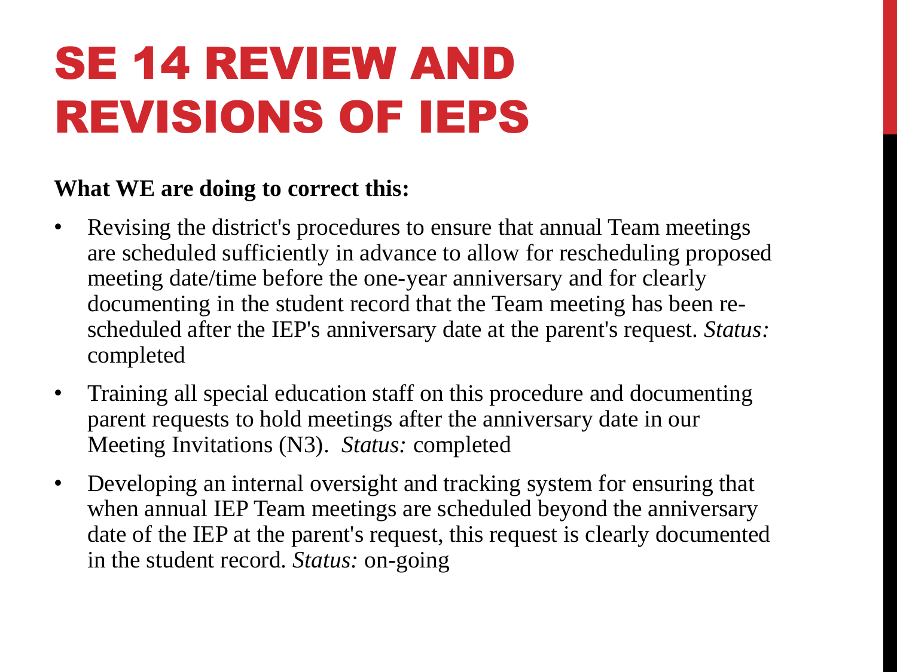# SE 14 REVIEW AND REVISIONS OF IEPS

**What WE are doing to correct this:**

- Revising the district's procedures to ensure that annual Team meetings are scheduled sufficiently in advance to allow for rescheduling proposed meeting date/time before the one-year anniversary and for clearly documenting in the student record that the Team meeting has been re-scheduled after the IEP's anniversary date at the parent's request. *Status:* completed
- Training all special education staff on this procedure and documenting parent requests to hold meetings after the anniversary date in our Meeting Invitations (N3). *Status:* completed
- Developing an internal oversight and tracking system for ensuring that when annual IEP Team meetings are scheduled beyond the anniversary date of the IEP at the parent's request, this request is clearly documented in the student record. *Status:* on-going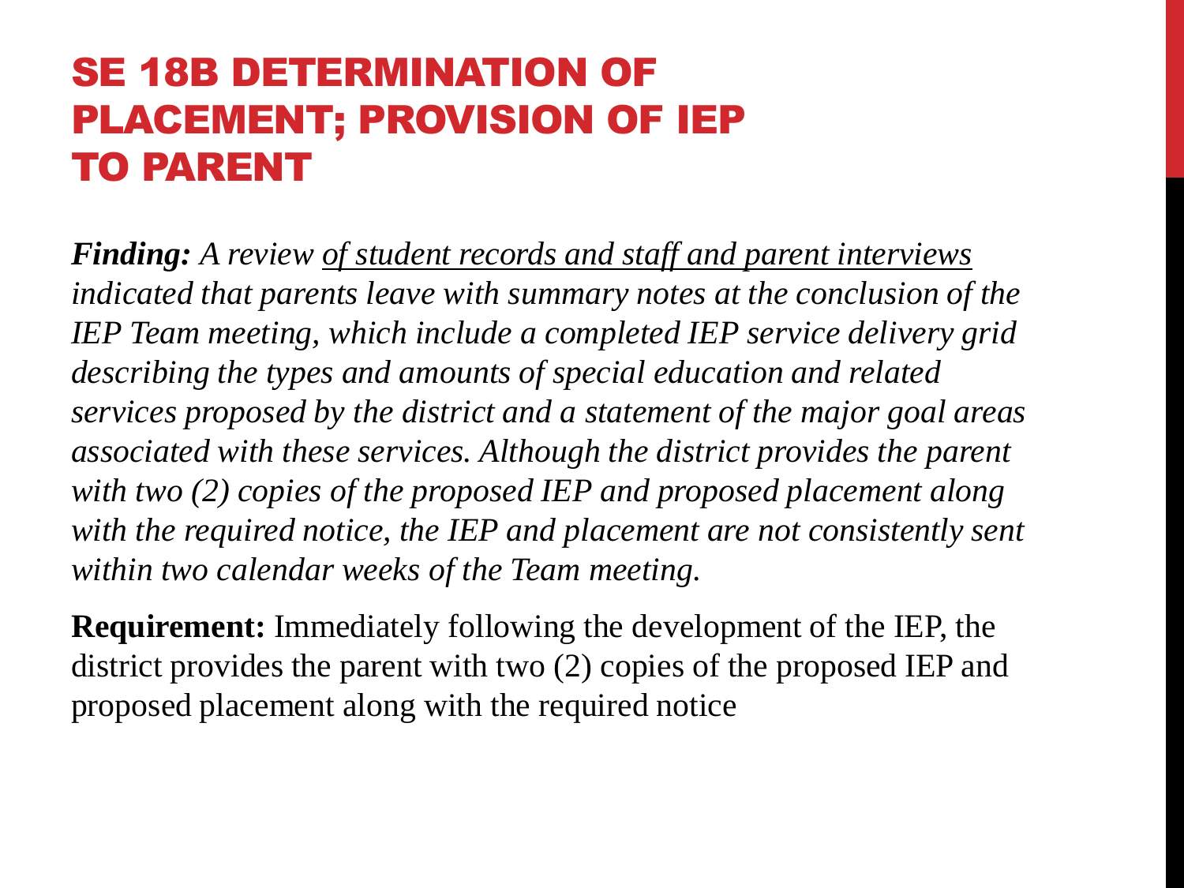# SE 18B DETERMINATION OF PLACEMENT; PROVISION OF IEP TO PARENT

***Finding:*** *A review <u>of student records and staff and parent interviews</u> indicated that parents leave with summary notes at the conclusion of the IEP Team meeting, which include a completed IEP service delivery grid describing the types and amounts of special education and related services proposed by the district and a statement of the major goal areas associated with these services. Although the district provides the parent with two (2) copies of the proposed IEP and proposed placement along with the required notice, the IEP and placement are not consistently sent within two calendar weeks of the Team meeting.*

**Requirement:** Immediately following the development of the IEP, the district provides the parent with two (2) copies of the proposed IEP and proposed placement along with the required notice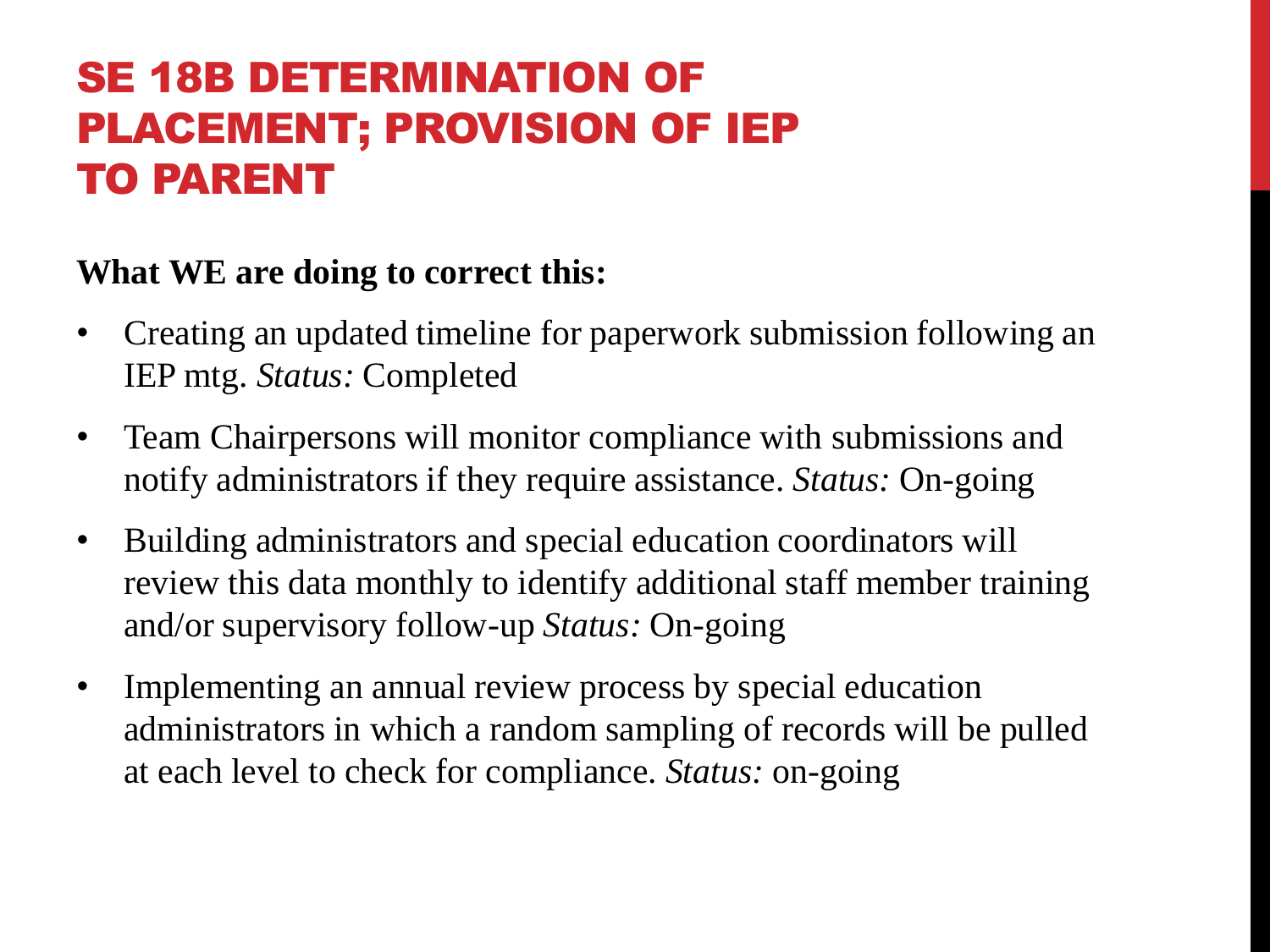# SE 18B DETERMINATION OF PLACEMENT; PROVISION OF IEP TO PARENT

**What WE are doing to correct this:**

- Creating an updated timeline for paperwork submission following an IEP mtg. *Status:* Completed
- Team Chairpersons will monitor compliance with submissions and notify administrators if they require assistance. *Status:* On-going
- Building administrators and special education coordinators will review this data monthly to identify additional staff member training and/or supervisory follow-up *Status:* On-going
- Implementing an annual review process by special education administrators in which a random sampling of records will be pulled at each level to check for compliance. *Status:* on-going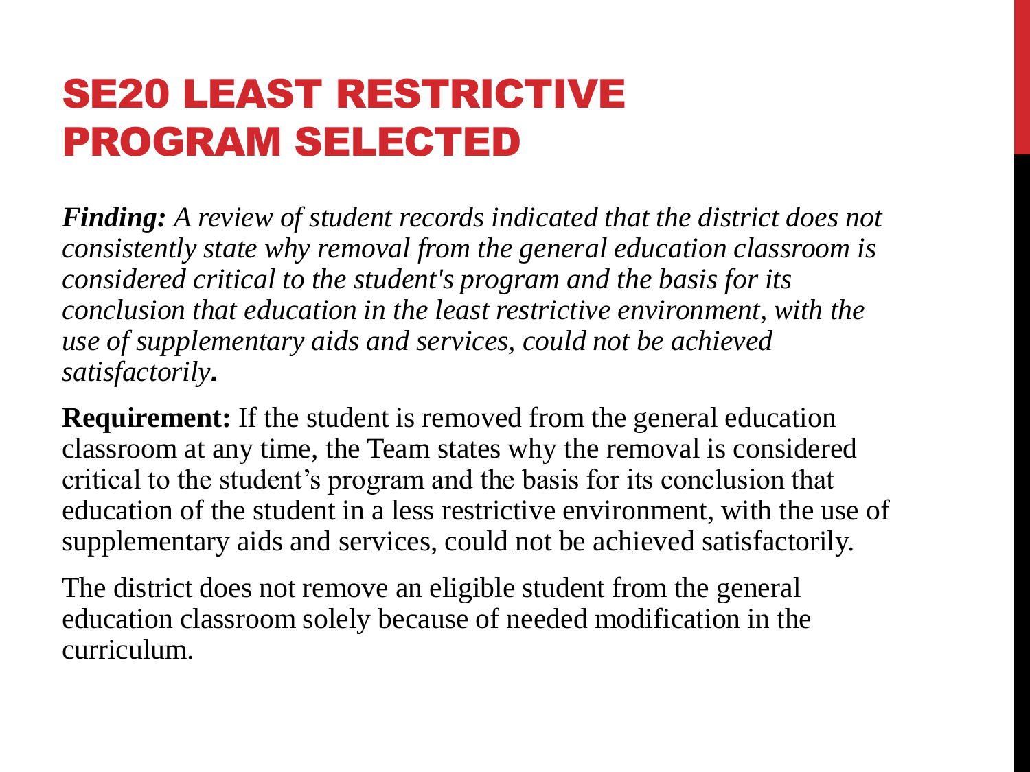# SE20 LEAST RESTRICTIVE PROGRAM SELECTED

***Finding:*** *A review of student records indicated that the district does not consistently state why removal from the general education classroom is considered critical to the student's program and the basis for its conclusion that education in the least restrictive environment, with the use of supplementary aids and services, could not be achieved satisfactorily.*

**Requirement:** If the student is removed from the general education classroom at any time, the Team states why the removal is considered critical to the student's program and the basis for its conclusion that education of the student in a less restrictive environment, with the use of supplementary aids and services, could not be achieved satisfactorily.

The district does not remove an eligible student from the general education classroom solely because of needed modification in the curriculum.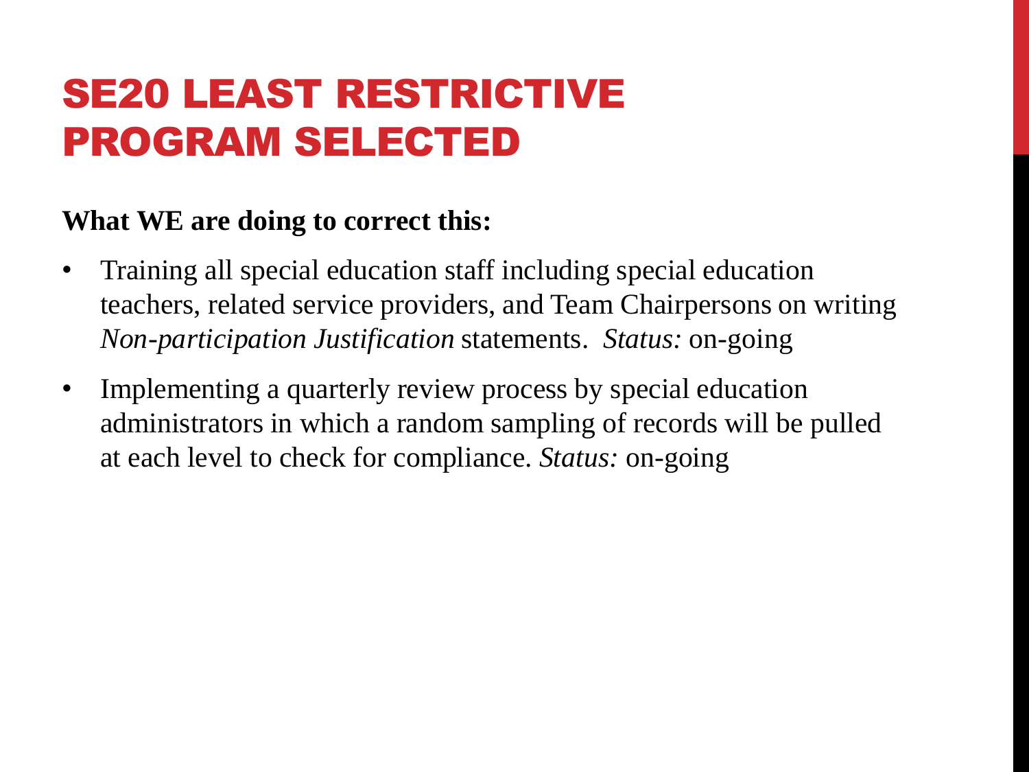# SE20 LEAST RESTRICTIVE PROGRAM SELECTED

**What WE are doing to correct this:**

- Training all special education staff including special education teachers, related service providers, and Team Chairpersons on writing *Non-participation Justification* statements. *Status:* on-going
- Implementing a quarterly review process by special education administrators in which a random sampling of records will be pulled at each level to check for compliance. *Status:* on-going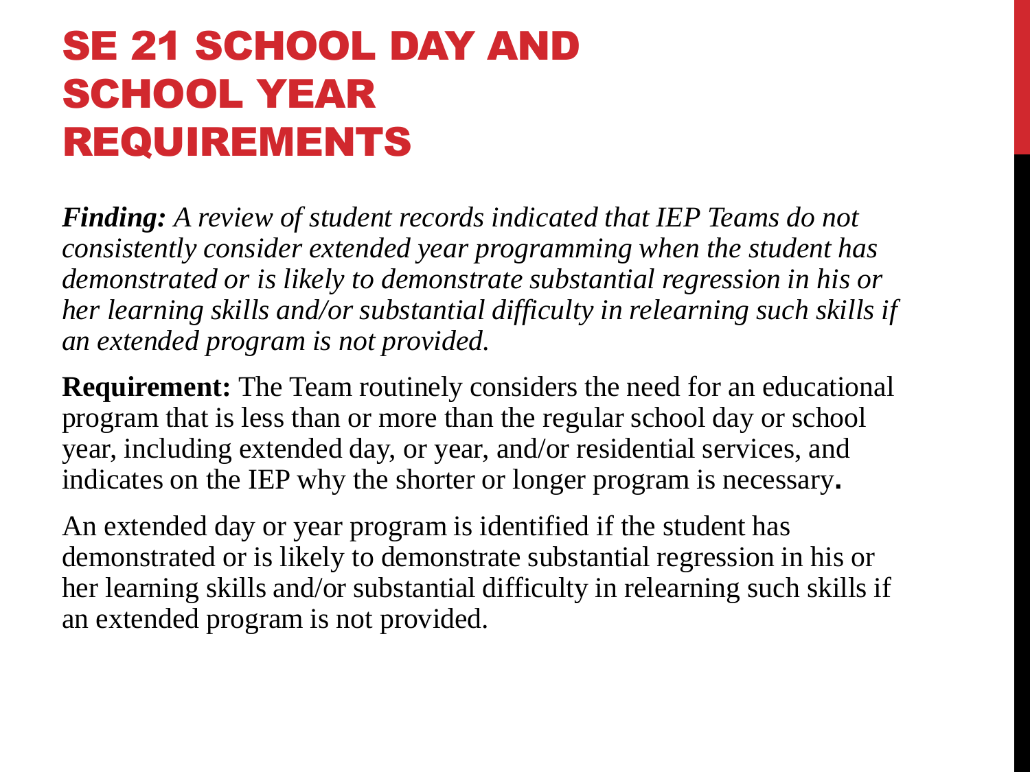# SE 21 SCHOOL DAY AND SCHOOL YEAR REQUIREMENTS

***Finding:*** *A review of student records indicated that IEP Teams do not consistently consider extended year programming when the student has demonstrated or is likely to demonstrate substantial regression in his or her learning skills and/or substantial difficulty in relearning such skills if an extended program is not provided.*

**Requirement:** The Team routinely considers the need for an educational program that is less than or more than the regular school day or school year, including extended day, or year, and/or residential services, and indicates on the IEP why the shorter or longer program is necessary**.**

An extended day or year program is identified if the student has demonstrated or is likely to demonstrate substantial regression in his or her learning skills and/or substantial difficulty in relearning such skills if an extended program is not provided.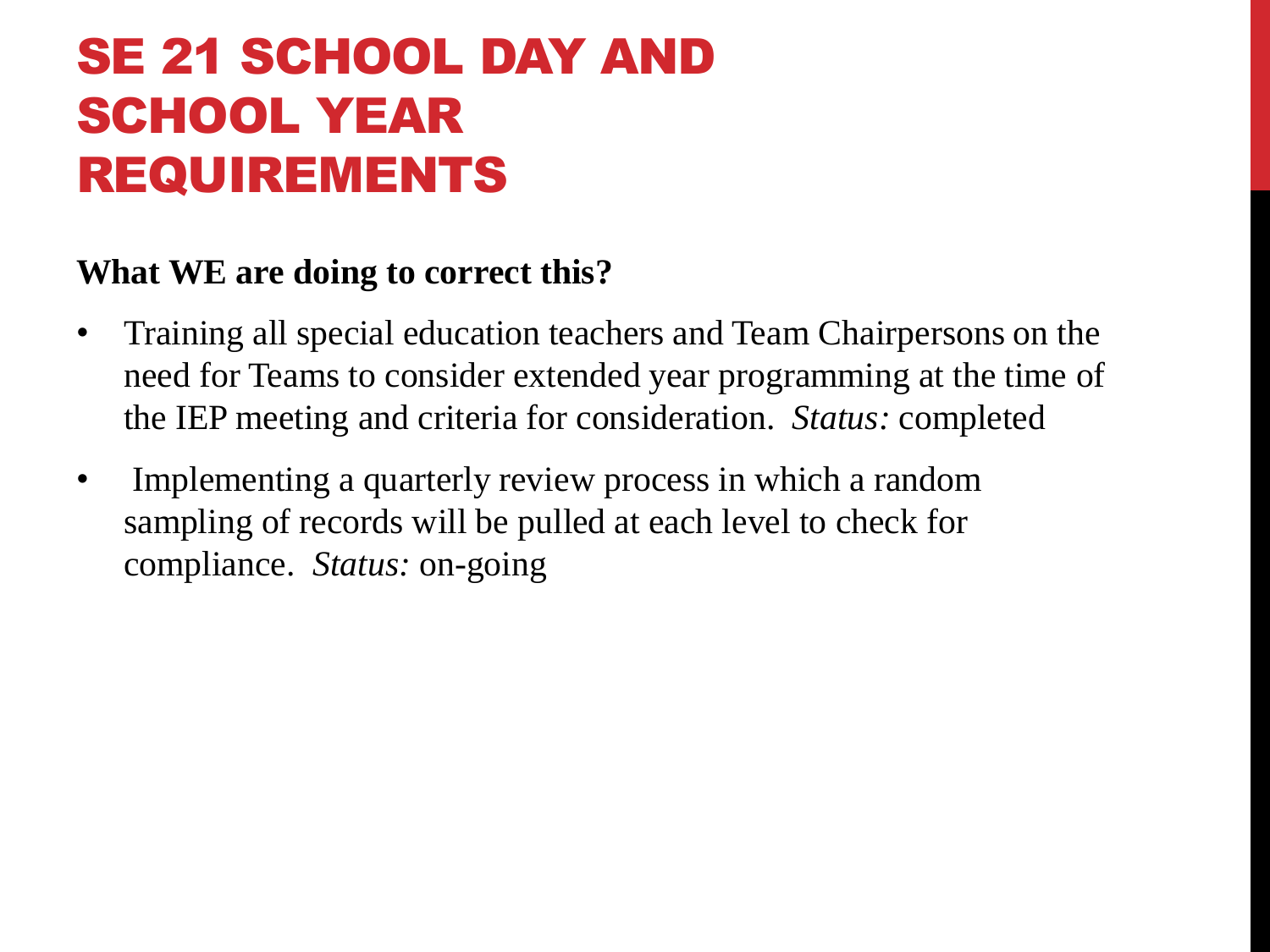# SE 21 SCHOOL DAY AND SCHOOL YEAR REQUIREMENTS

**What WE are doing to correct this?**

- Training all special education teachers and Team Chairpersons on the need for Teams to consider extended year programming at the time of the IEP meeting and criteria for consideration. *Status:* completed
- Implementing a quarterly review process in which a random sampling of records will be pulled at each level to check for compliance. *Status:* on-going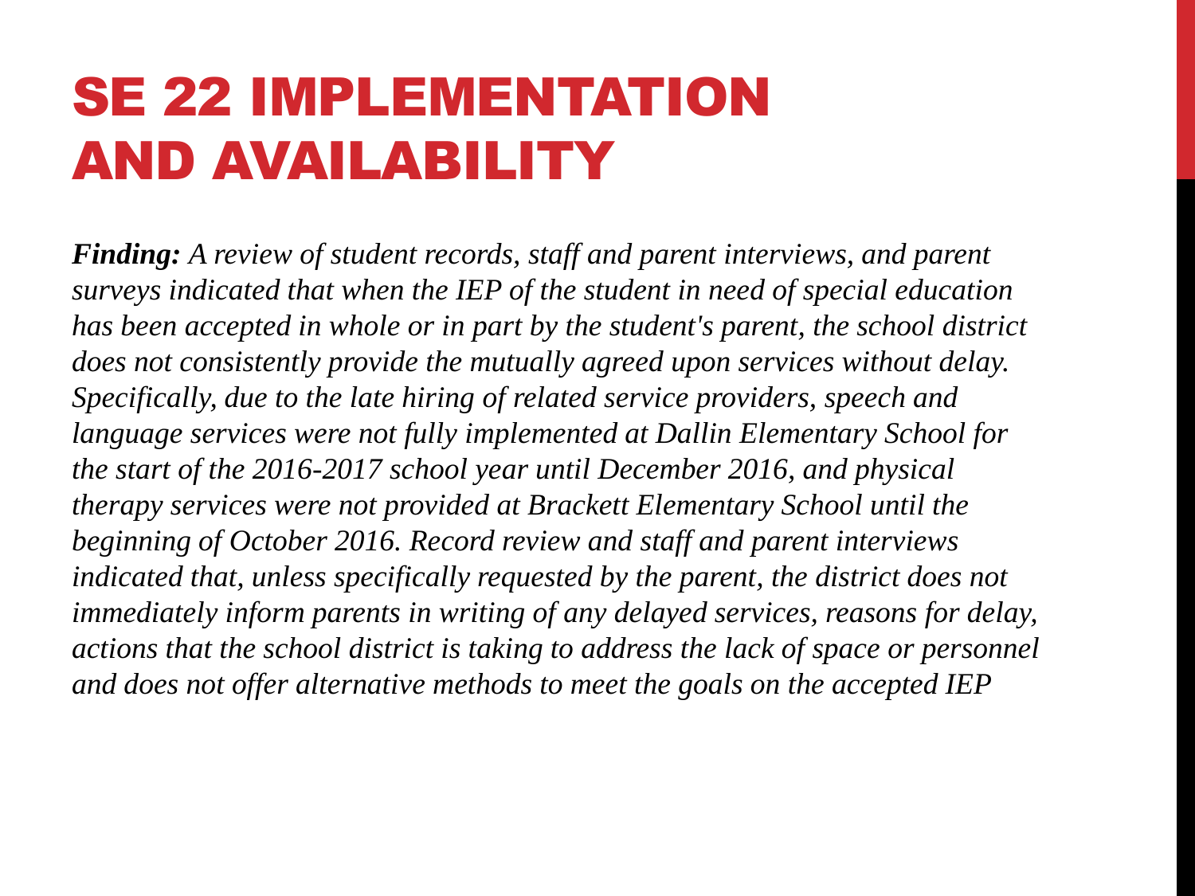# SE 22 IMPLEMENTATION AND AVAILABILITY

***Finding:*** *A review of student records, staff and parent interviews, and parent surveys indicated that when the IEP of the student in need of special education has been accepted in whole or in part by the student's parent, the school district does not consistently provide the mutually agreed upon services without delay. Specifically, due to the late hiring of related service providers, speech and language services were not fully implemented at Dallin Elementary School for the start of the 2016-2017 school year until December 2016, and physical therapy services were not provided at Brackett Elementary School until the beginning of October 2016. Record review and staff and parent interviews indicated that, unless specifically requested by the parent, the district does not immediately inform parents in writing of any delayed services, reasons for delay, actions that the school district is taking to address the lack of space or personnel and does not offer alternative methods to meet the goals on the accepted IEP*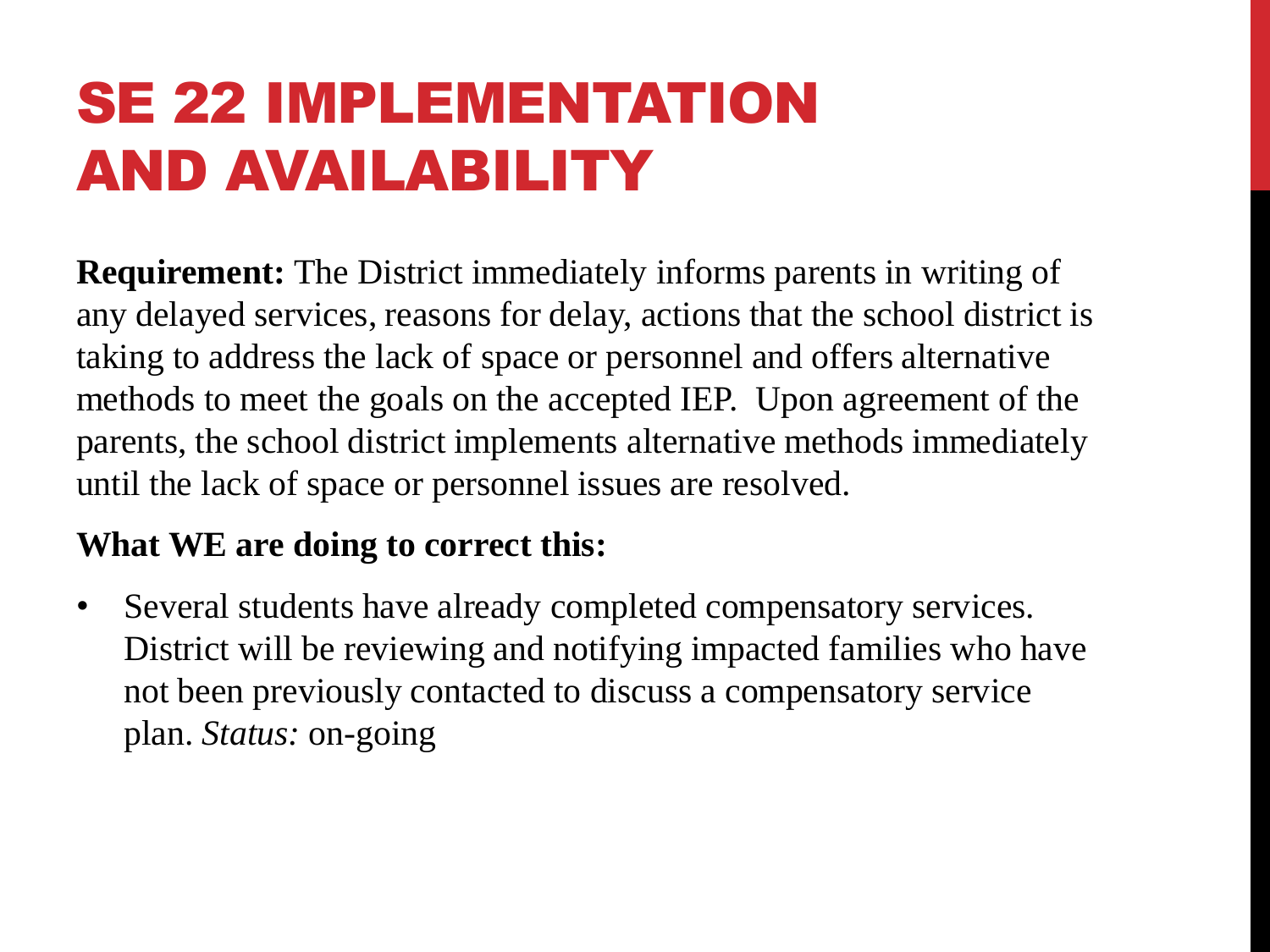# SE 22 IMPLEMENTATION AND AVAILABILITY

**Requirement:** The District immediately informs parents in writing of any delayed services, reasons for delay, actions that the school district is taking to address the lack of space or personnel and offers alternative methods to meet the goals on the accepted IEP. Upon agreement of the parents, the school district implements alternative methods immediately until the lack of space or personnel issues are resolved.

**What WE are doing to correct this:**

- Several students have already completed compensatory services. District will be reviewing and notifying impacted families who have not been previously contacted to discuss a compensatory service plan. *Status:* on-going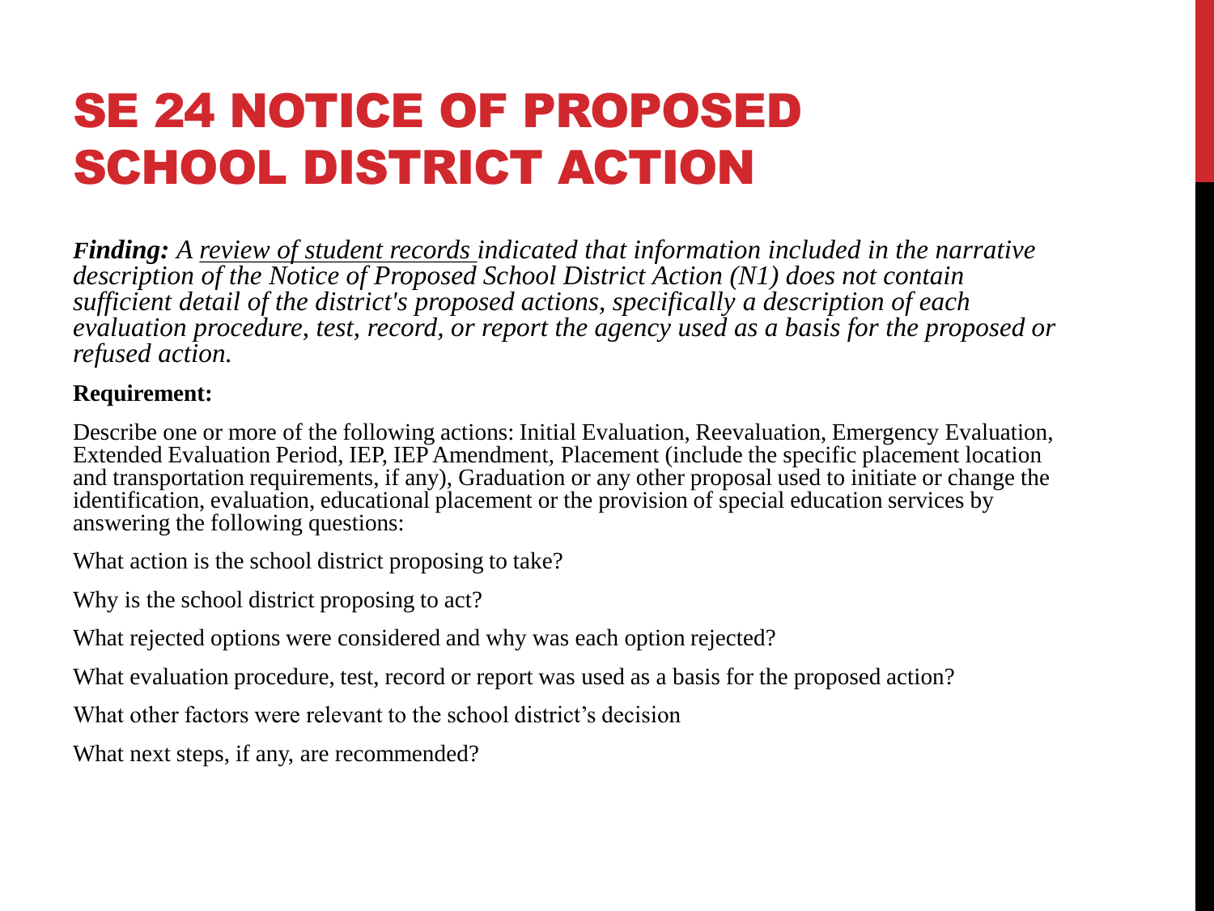# SE 24 NOTICE OF PROPOSED SCHOOL DISTRICT ACTION

***Finding:*** *A review of student records indicated that information included in the narrative description of the Notice of Proposed School District Action (N1) does not contain sufficient detail of the district's proposed actions, specifically a description of each evaluation procedure, test, record, or report the agency used as a basis for the proposed or refused action.*

**Requirement:**

Describe one or more of the following actions: Initial Evaluation, Reevaluation, Emergency Evaluation, Extended Evaluation Period, IEP, IEP Amendment, Placement (include the specific placement location and transportation requirements, if any), Graduation or any other proposal used to initiate or change the identification, evaluation, educational placement or the provision of special education services by answering the following questions:

What action is the school district proposing to take?

Why is the school district proposing to act?

What rejected options were considered and why was each option rejected?

What evaluation procedure, test, record or report was used as a basis for the proposed action?

What other factors were relevant to the school district's decision

What next steps, if any, are recommended?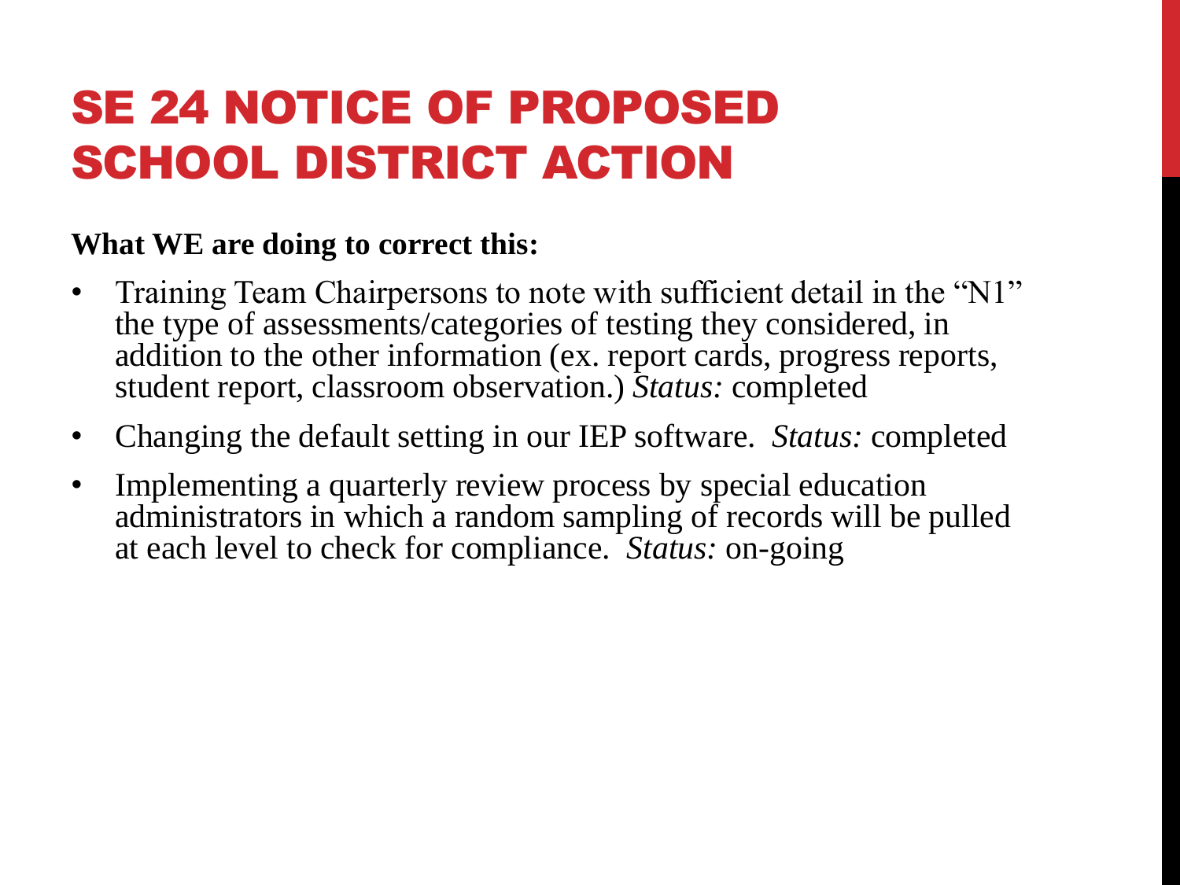# SE 24 NOTICE OF PROPOSED SCHOOL DISTRICT ACTION

**What WE are doing to correct this:**

- Training Team Chairpersons to note with sufficient detail in the "N1" the type of assessments/categories of testing they considered, in addition to the other information (ex. report cards, progress reports, student report, classroom observation.) *Status:* completed
- Changing the default setting in our IEP software. *Status:* completed
- Implementing a quarterly review process by special education administrators in which a random sampling of records will be pulled at each level to check for compliance. *Status:* on-going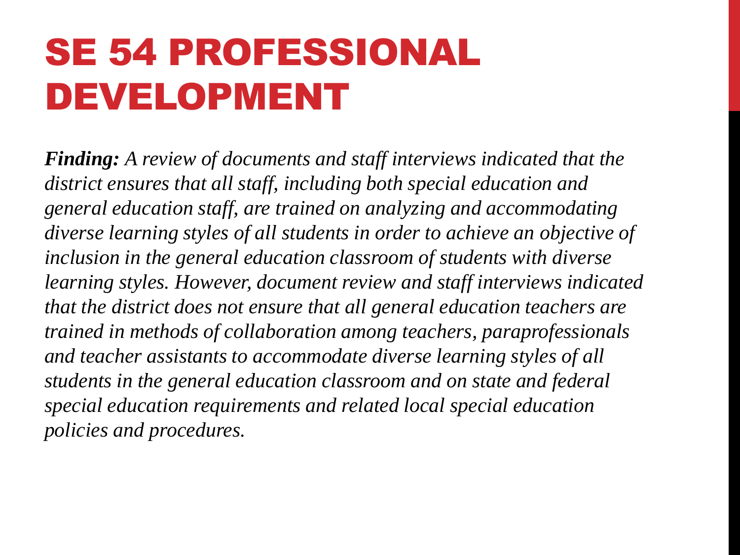# SE 54 PROFESSIONAL DEVELOPMENT

***Finding:*** *A review of documents and staff interviews indicated that the district ensures that all staff, including both special education and general education staff, are trained on analyzing and accommodating diverse learning styles of all students in order to achieve an objective of inclusion in the general education classroom of students with diverse learning styles. However, document review and staff interviews indicated that the district does not ensure that all general education teachers are trained in methods of collaboration among teachers, paraprofessionals and teacher assistants to accommodate diverse learning styles of all students in the general education classroom and on state and federal special education requirements and related local special education policies and procedures.*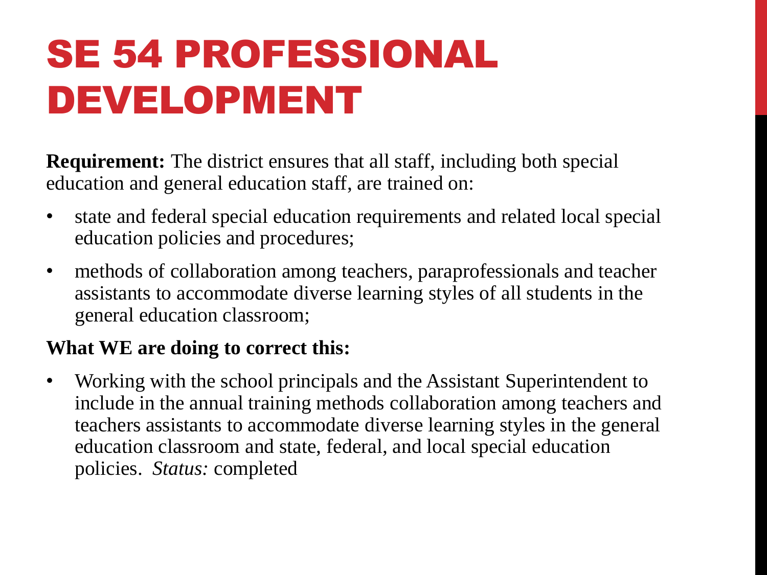# SE 54 PROFESSIONAL DEVELOPMENT

**Requirement:** The district ensures that all staff, including both special education and general education staff, are trained on:

- state and federal special education requirements and related local special education policies and procedures;
- methods of collaboration among teachers, paraprofessionals and teacher assistants to accommodate diverse learning styles of all students in the general education classroom;

**What WE are doing to correct this:**

- Working with the school principals and the Assistant Superintendent to include in the annual training methods collaboration among teachers and teachers assistants to accommodate diverse learning styles in the general education classroom and state, federal, and local special education policies. *Status:* completed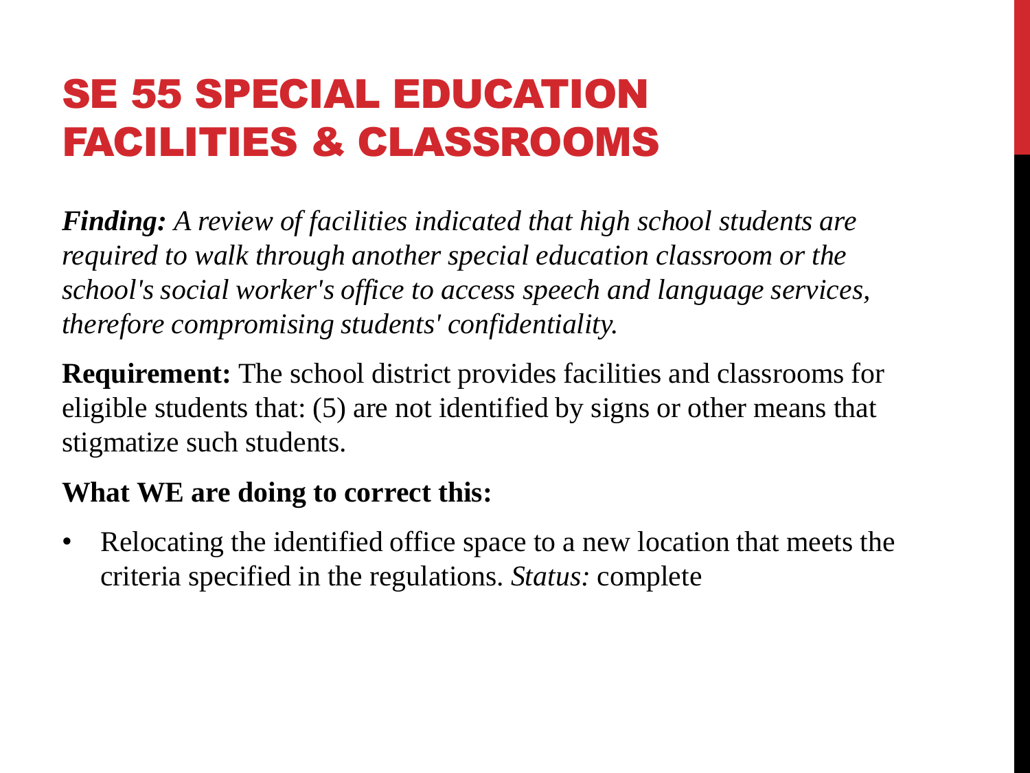# SE 55 SPECIAL EDUCATION FACILITIES & CLASSROOMS

***Finding:*** *A review of facilities indicated that high school students are required to walk through another special education classroom or the school's social worker's office to access speech and language services, therefore compromising students' confidentiality.*

**Requirement:** The school district provides facilities and classrooms for eligible students that: (5) are not identified by signs or other means that stigmatize such students.

**What WE are doing to correct this:**

- Relocating the identified office space to a new location that meets the criteria specified in the regulations. *Status:* complete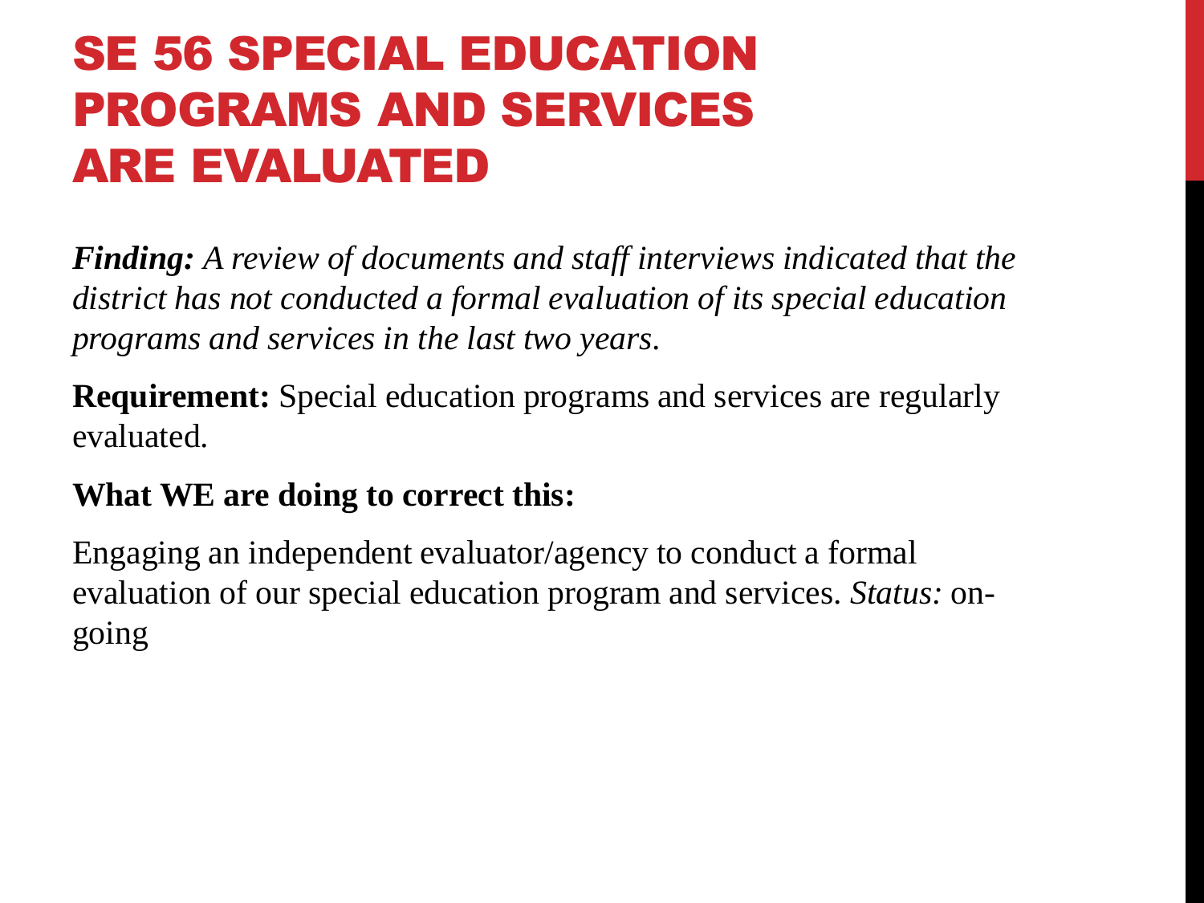# SE 56 SPECIAL EDUCATION PROGRAMS AND SERVICES ARE EVALUATED

***Finding:*** *A review of documents and staff interviews indicated that the district has not conducted a formal evaluation of its special education programs and services in the last two years.*

**Requirement:** Special education programs and services are regularly evaluated.

**What WE are doing to correct this:**

Engaging an independent evaluator/agency to conduct a formal evaluation of our special education program and services. *Status:* on-going